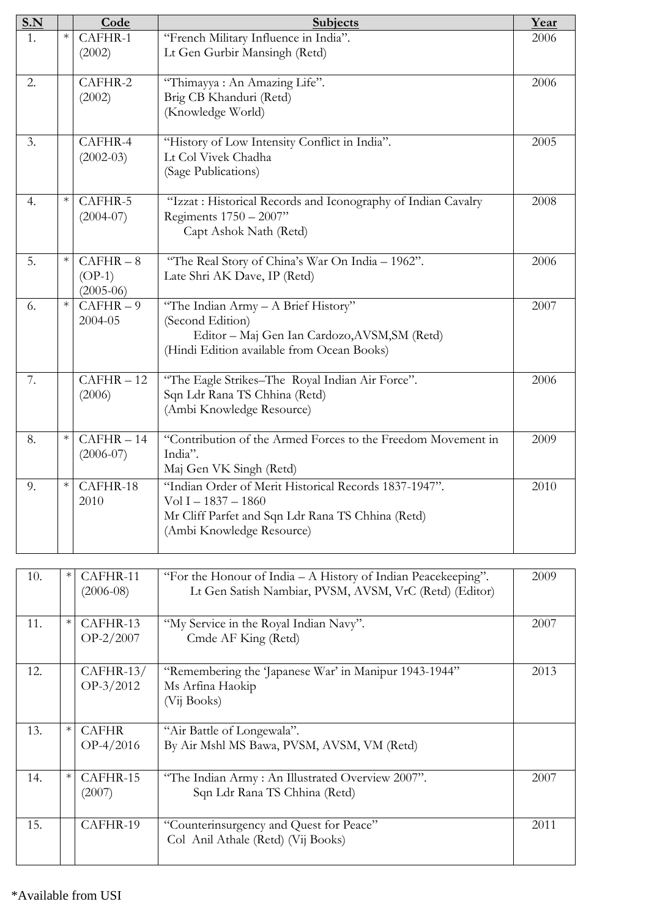| S.N | | Code | Subjects | Year |
|---|---|---|---|---|
| 1. | * | CAFHR-1 (2002) | "French Military Influence in India". Lt Gen Gurbir Mansingh (Retd) | 2006 |
| 2. | | CAFHR-2 (2002) | "Thimayya : An Amazing Life". Brig CB Khanduri (Retd) (Knowledge World) | 2006 |
| 3. | | CAFHR-4 (2002-03) | "History of Low Intensity Conflict in India". Lt Col Vivek Chadha (Sage Publications) | 2005 |
| 4. | * | CAFHR-5 (2004-07) | "Izzat : Historical Records and Iconography of Indian Cavalry Regiments 1750 – 2007" Capt Ashok Nath (Retd) | 2008 |
| 5. | * | CAFHR – 8 (OP-1) (2005-06) | "The Real Story of China's War On India – 1962". Late Shri AK Dave, IP (Retd) | 2006 |
| 6. | * | CAFHR – 9 2004-05 | "The Indian Army – A Brief History" (Second Edition) Editor – Maj Gen Ian Cardozo,AVSM,SM (Retd) (Hindi Edition available from Ocean Books) | 2007 |
| 7. | | CAFHR – 12 (2006) | "The Eagle Strikes–The Royal Indian Air Force". Sqn Ldr Rana TS Chhina (Retd) (Ambi Knowledge Resource) | 2006 |
| 8. | * | CAFHR – 14 (2006-07) | "Contribution of the Armed Forces to the Freedom Movement in India". Maj Gen VK Singh (Retd) | 2009 |
| 9. | * | CAFHR-18 2010 | "Indian Order of Merit Historical Records 1837-1947". Vol I – 1837 – 1860 Mr Cliff Parfet and Sqn Ldr Rana TS Chhina (Retd) (Ambi Knowledge Resource) | 2010 |
| 10. | * | CAFHR-11 (2006-08) | "For the Honour of India – A History of Indian Peacekeeping". Lt Gen Satish Nambiar, PVSM, AVSM, VrC (Retd) (Editor) | 2009 |
| 11. | * | CAFHR-13 OP-2/2007 | "My Service in the Royal Indian Navy". Cmde AF King (Retd) | 2007 |
| 12. | | CAFHR-13/ OP-3/2012 | "Remembering the 'Japanese War' in Manipur 1943-1944" Ms Arfina Haokip (Vij Books) | 2013 |
| 13. | * | CAFHR OP-4/2016 | "Air Battle of Longewala". By Air Mshl MS Bawa, PVSM, AVSM, VM (Retd) | |
| 14. | * | CAFHR-15 (2007) | "The Indian Army : An Illustrated Overview 2007". Sqn Ldr Rana TS Chhina (Retd) | 2007 |
| 15. | | CAFHR-19 | "Counterinsurgency and Quest for Peace" Col Anil Athale (Retd) (Vij Books) | 2011 |

*Available from USI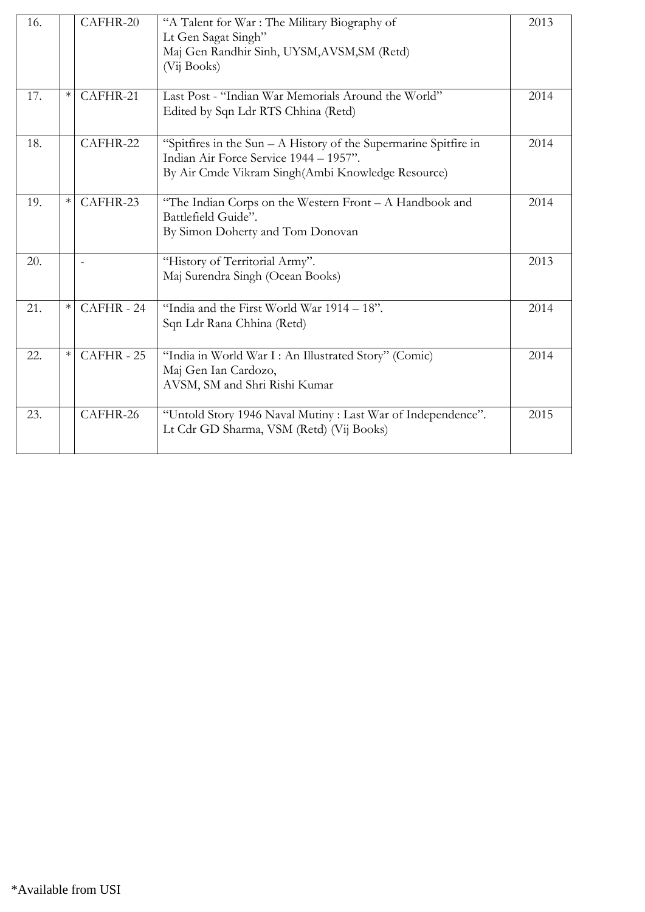| | | | | |
|---|---|---|---|---|
| 16. | | CAFHR-20 | "A Talent for War : The Military Biography of Lt Gen Sagat Singh" Maj Gen Randhir Sinh, UYSM,AVSM,SM (Retd) (Vij Books) | 2013 |
| 17. | * | CAFHR-21 | Last Post - "Indian War Memorials Around the World" Edited by Sqn Ldr RTS Chhina (Retd) | 2014 |
| 18. | | CAFHR-22 | "Spitfires in the Sun – A History of the Supermarine Spitfire in Indian Air Force Service 1944 – 1957". By Air Cmde Vikram Singh(Ambi Knowledge Resource) | 2014 |
| 19. | * | CAFHR-23 | "The Indian Corps on the Western Front – A Handbook and Battlefield Guide". By Simon Doherty and Tom Donovan | 2014 |
| 20. | | - | "History of Territorial Army". Maj Surendra Singh (Ocean Books) | 2013 |
| 21. | * | CAFHR - 24 | "India and the First World War 1914 – 18". Sqn Ldr Rana Chhina (Retd) | 2014 |
| 22. | * | CAFHR - 25 | "India in World War I : An Illustrated Story" (Comic) Maj Gen Ian Cardozo, AVSM, SM and Shri Rishi Kumar | 2014 |
| 23. | | CAFHR-26 | "Untold Story 1946 Naval Mutiny : Last War of Independence". Lt Cdr GD Sharma, VSM (Retd) (Vij Books) | 2015 |

*Available from USI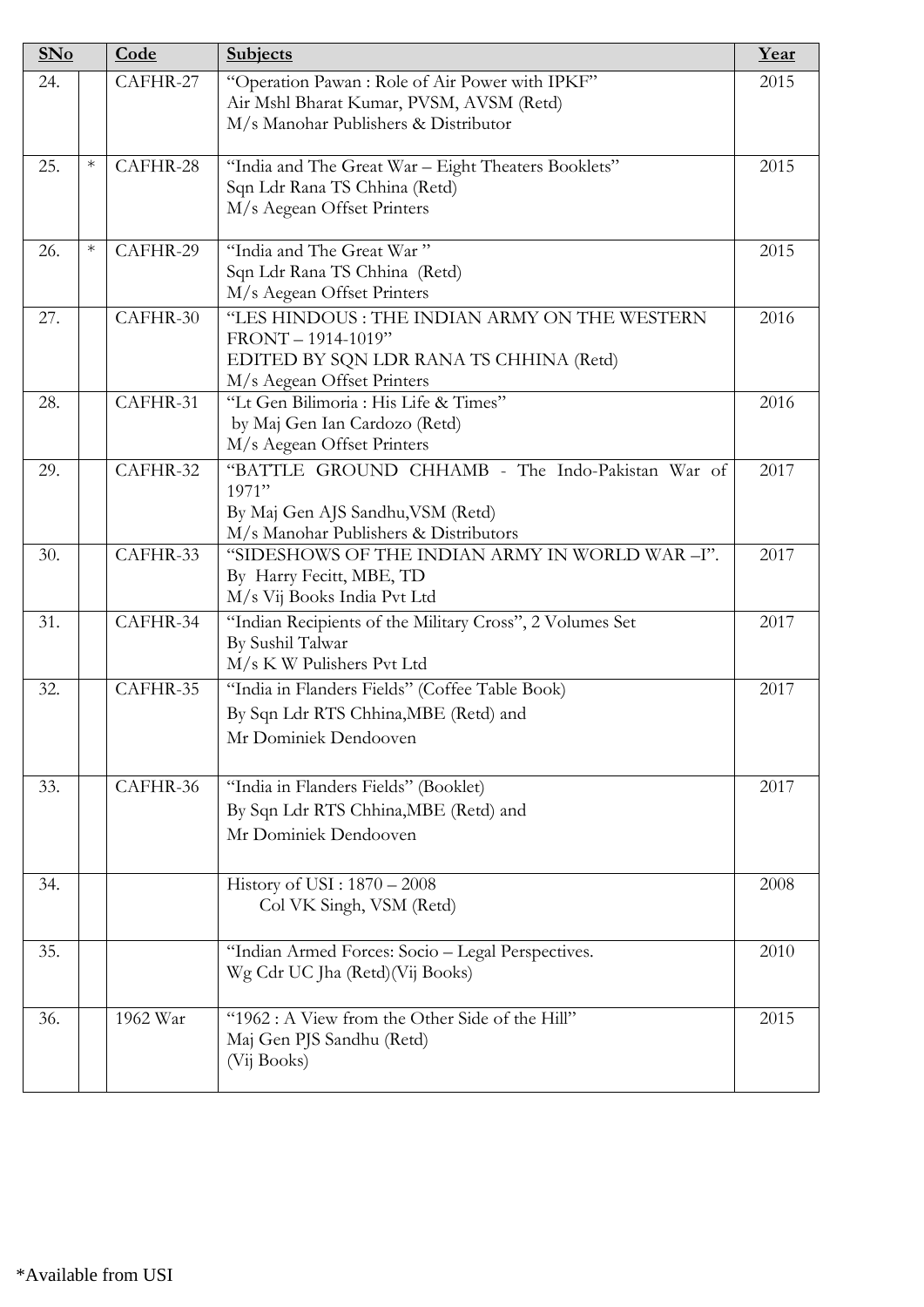| SNo | | Code | Subjects | Year |
|---|---|---|---|---|
| 24. | | CAFHR-27 | "Operation Pawan : Role of Air Power with IPKF"<br>Air Mshl Bharat Kumar, PVSM, AVSM (Retd)<br>M/s Manohar Publishers & Distributor | 2015 |
| 25. | * | CAFHR-28 | "India and The Great War – Eight Theaters Booklets"<br>Sqn Ldr Rana TS Chhina (Retd)<br>M/s Aegean Offset Printers | 2015 |
| 26. | * | CAFHR-29 | "India and The Great War "<br>Sqn Ldr Rana TS Chhina (Retd)<br>M/s Aegean Offset Printers | 2015 |
| 27. | | CAFHR-30 | "LES HINDOUS : THE INDIAN ARMY ON THE WESTERN FRONT – 1914-1019"<br>EDITED BY SQN LDR RANA TS CHHINA (Retd)<br>M/s Aegean Offset Printers | 2016 |
| 28. | | CAFHR-31 | "Lt Gen Bilimoria : His Life & Times"<br>by Maj Gen Ian Cardozo (Retd)<br>M/s Aegean Offset Printers | 2016 |
| 29. | | CAFHR-32 | "BATTLE GROUND CHHAMB - The Indo-Pakistan War of 1971"<br>By Maj Gen AJS Sandhu,VSM (Retd)<br>M/s Manohar Publishers & Distributors | 2017 |
| 30. | | CAFHR-33 | "SIDESHOWS OF THE INDIAN ARMY IN WORLD WAR –I".<br>By Harry Fecitt, MBE, TD<br>M/s Vij Books India Pvt Ltd | 2017 |
| 31. | | CAFHR-34 | "Indian Recipients of the Military Cross", 2 Volumes Set<br>By Sushil Talwar<br>M/s K W Pulishers Pvt Ltd | 2017 |
| 32. | | CAFHR-35 | "India in Flanders Fields" (Coffee Table Book)<br>By Sqn Ldr RTS Chhina,MBE (Retd) and<br>Mr Dominiek Dendooven | 2017 |
| 33. | | CAFHR-36 | "India in Flanders Fields" (Booklet)<br>By Sqn Ldr RTS Chhina,MBE (Retd) and<br>Mr Dominiek Dendooven | 2017 |
| 34. | | | History of USI : 1870 – 2008<br>Col VK Singh, VSM (Retd) | 2008 |
| 35. | | | "Indian Armed Forces: Socio – Legal Perspectives.<br>Wg Cdr UC Jha (Retd)(Vij Books) | 2010 |
| 36. | | 1962 War | "1962 : A View from the Other Side of the Hill"<br>Maj Gen PJS Sandhu (Retd)<br>(Vij Books) | 2015 |

*Available from USI